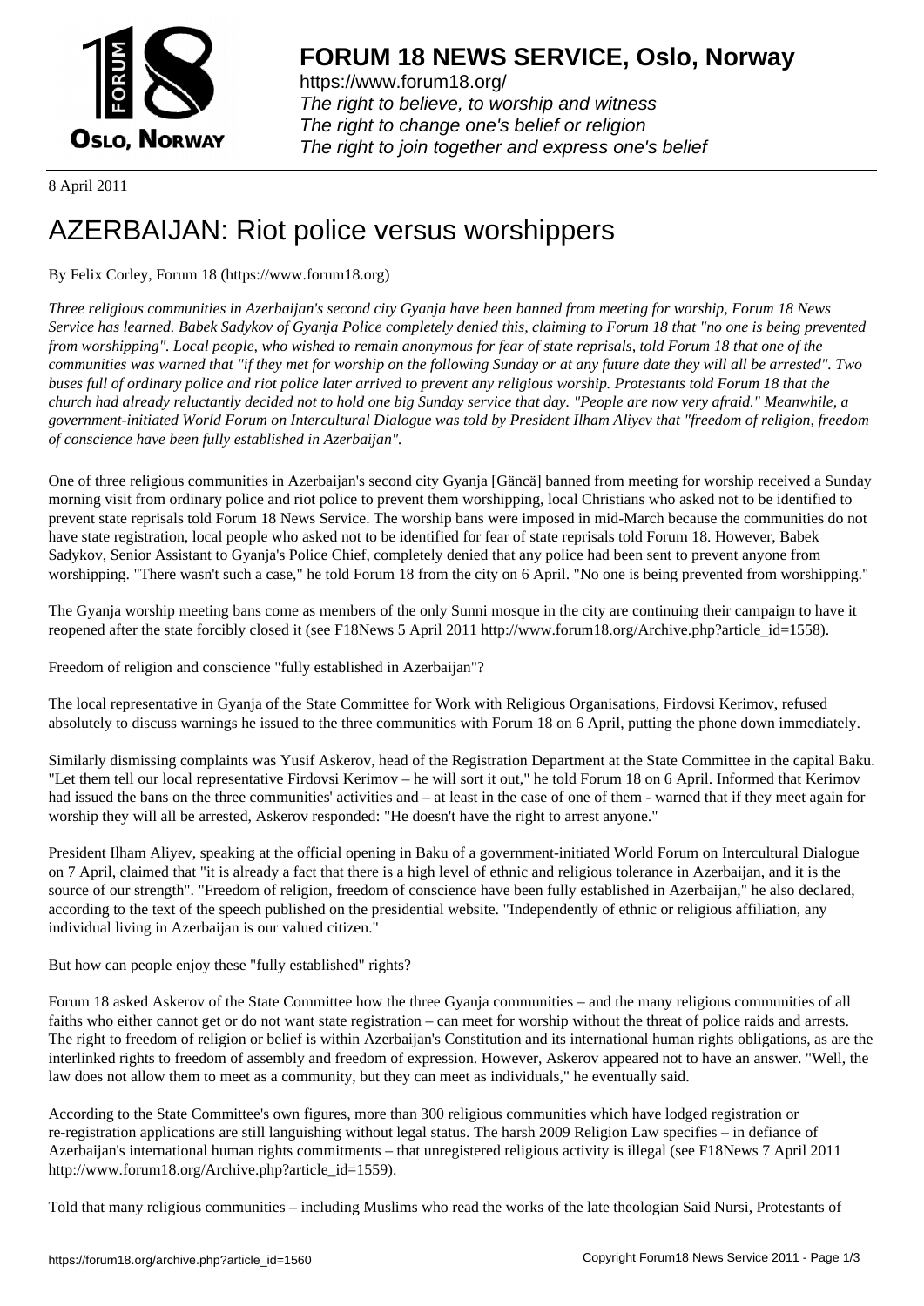# FORUM 18 NEWS SERVICE, Oslo, Norway

https://www.forum18.org/
*The right to believe, to worship and witness*
*The right to change one's belief or religion*
*The right to join together and express one's belief*

8 April 2011

# AZERBAIJAN: Riot police versus worshippers

By Felix Corley, Forum 18 (https://www.forum18.org)

*Three religious communities in Azerbaijan's second city Gyanja have been banned from meeting for worship, Forum 18 News Service has learned. Babek Sadykov of Gyanja Police completely denied this, claiming to Forum 18 that "no one is being prevented from worshipping". Local people, who wished to remain anonymous for fear of state reprisals, told Forum 18 that one of the communities was warned that "if they met for worship on the following Sunday or at any future date they will all be arrested". Two buses full of ordinary police and riot police later arrived to prevent any religious worship. Protestants told Forum 18 that the church had already reluctantly decided not to hold one big Sunday service that day. "People are now very afraid." Meanwhile, a government-initiated World Forum on Intercultural Dialogue was told by President Ilham Aliyev that "freedom of religion, freedom of conscience have been fully established in Azerbaijan".*

One of three religious communities in Azerbaijan's second city Gyanja [Gäncä] banned from meeting for worship received a Sunday morning visit from ordinary police and riot police to prevent them worshipping, local Christians who asked not to be identified to prevent state reprisals told Forum 18 News Service. The worship bans were imposed in mid-March because the communities do not have state registration, local people who asked not to be identified for fear of state reprisals told Forum 18. However, Babek Sadykov, Senior Assistant to Gyanja's Police Chief, completely denied that any police had been sent to prevent anyone from worshipping. "There wasn't such a case," he told Forum 18 from the city on 6 April. "No one is being prevented from worshipping."

The Gyanja worship meeting bans come as members of the only Sunni mosque in the city are continuing their campaign to have it reopened after the state forcibly closed it (see F18News 5 April 2011 http://www.forum18.org/Archive.php?article_id=1558).

Freedom of religion and conscience "fully established in Azerbaijan"?

The local representative in Gyanja of the State Committee for Work with Religious Organisations, Firdovsi Kerimov, refused absolutely to discuss warnings he issued to the three communities with Forum 18 on 6 April, putting the phone down immediately.

Similarly dismissing complaints was Yusif Askerov, head of the Registration Department at the State Committee in the capital Baku. "Let them tell our local representative Firdovsi Kerimov – he will sort it out," he told Forum 18 on 6 April. Informed that Kerimov had issued the bans on the three communities' activities and – at least in the case of one of them - warned that if they meet again for worship they will all be arrested, Askerov responded: "He doesn't have the right to arrest anyone."

President Ilham Aliyev, speaking at the official opening in Baku of a government-initiated World Forum on Intercultural Dialogue on 7 April, claimed that "it is already a fact that there is a high level of ethnic and religious tolerance in Azerbaijan, and it is the source of our strength". "Freedom of religion, freedom of conscience have been fully established in Azerbaijan," he also declared, according to the text of the speech published on the presidential website. "Independently of ethnic or religious affiliation, any individual living in Azerbaijan is our valued citizen."

But how can people enjoy these "fully established" rights?

Forum 18 asked Askerov of the State Committee how the three Gyanja communities – and the many religious communities of all faiths who either cannot get or do not want state registration – can meet for worship without the threat of police raids and arrests. The right to freedom of religion or belief is within Azerbaijan's Constitution and its international human rights obligations, as are the interlinked rights to freedom of assembly and freedom of expression. However, Askerov appeared not to have an answer. "Well, the law does not allow them to meet as a community, but they can meet as individuals," he eventually said.

According to the State Committee's own figures, more than 300 religious communities which have lodged registration or re-registration applications are still languishing without legal status. The harsh 2009 Religion Law specifies – in defiance of Azerbaijan's international human rights commitments – that unregistered religious activity is illegal (see F18News 7 April 2011 http://www.forum18.org/Archive.php?article_id=1559).

Told that many religious communities – including Muslims who read the works of the late theologian Said Nursi, Protestants of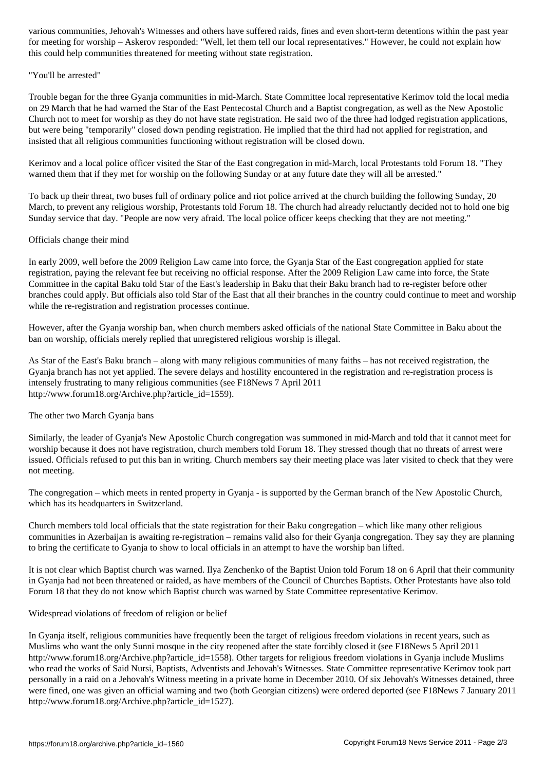various communities, Jehovah's Witnesses and others have suffered raids, fines and even short-term detentions within the past year for meeting for worship – Askerov responded: "Well, let them tell our local representatives." However, he could not explain how this could help communities threatened for meeting without state registration.

"You'll be arrested"

Trouble began for the three Gyanja communities in mid-March. State Committee local representative Kerimov told the local media on 29 March that he had warned the Star of the East Pentecostal Church and a Baptist congregation, as well as the New Apostolic Church not to meet for worship as they do not have state registration. He said two of the three had lodged registration applications, but were being "temporarily" closed down pending registration. He implied that the third had not applied for registration, and insisted that all religious communities functioning without registration will be closed down.

Kerimov and a local police officer visited the Star of the East congregation in mid-March, local Protestants told Forum 18. "They warned them that if they met for worship on the following Sunday or at any future date they will all be arrested."

To back up their threat, two buses full of ordinary police and riot police arrived at the church building the following Sunday, 20 March, to prevent any religious worship, Protestants told Forum 18. The church had already reluctantly decided not to hold one big Sunday service that day. "People are now very afraid. The local police officer keeps checking that they are not meeting."

Officials change their mind

In early 2009, well before the 2009 Religion Law came into force, the Gyanja Star of the East congregation applied for state registration, paying the relevant fee but receiving no official response. After the 2009 Religion Law came into force, the State Committee in the capital Baku told Star of the East's leadership in Baku that their Baku branch had to re-register before other branches could apply. But officials also told Star of the East that all their branches in the country could continue to meet and worship while the re-registration and registration processes continue.

However, after the Gyanja worship ban, when church members asked officials of the national State Committee in Baku about the ban on worship, officials merely replied that unregistered religious worship is illegal.

As Star of the East's Baku branch – along with many religious communities of many faiths – has not received registration, the Gyanja branch has not yet applied. The severe delays and hostility encountered in the registration and re-registration process is intensely frustrating to many religious communities (see F18News 7 April 2011 http://www.forum18.org/Archive.php?article_id=1559).

The other two March Gyanja bans

Similarly, the leader of Gyanja's New Apostolic Church congregation was summoned in mid-March and told that it cannot meet for worship because it does not have registration, church members told Forum 18. They stressed though that no threats of arrest were issued. Officials refused to put this ban in writing. Church members say their meeting place was later visited to check that they were not meeting.

The congregation – which meets in rented property in Gyanja - is supported by the German branch of the New Apostolic Church, which has its headquarters in Switzerland.

Church members told local officials that the state registration for their Baku congregation – which like many other religious communities in Azerbaijan is awaiting re-registration – remains valid also for their Gyanja congregation. They say they are planning to bring the certificate to Gyanja to show to local officials in an attempt to have the worship ban lifted.

It is not clear which Baptist church was warned. Ilya Zenchenko of the Baptist Union told Forum 18 on 6 April that their community in Gyanja had not been threatened or raided, as have members of the Council of Churches Baptists. Other Protestants have also told Forum 18 that they do not know which Baptist church was warned by State Committee representative Kerimov.

Widespread violations of freedom of religion or belief

In Gyanja itself, religious communities have frequently been the target of religious freedom violations in recent years, such as Muslims who want the only Sunni mosque in the city reopened after the state forcibly closed it (see F18News 5 April 2011 http://www.forum18.org/Archive.php?article_id=1558). Other targets for religious freedom violations in Gyanja include Muslims who read the works of Said Nursi, Baptists, Adventists and Jehovah's Witnesses. State Committee representative Kerimov took part personally in a raid on a Jehovah's Witness meeting in a private home in December 2010. Of six Jehovah's Witnesses detained, three were fined, one was given an official warning and two (both Georgian citizens) were ordered deported (see F18News 7 January 2011 http://www.forum18.org/Archive.php?article_id=1527).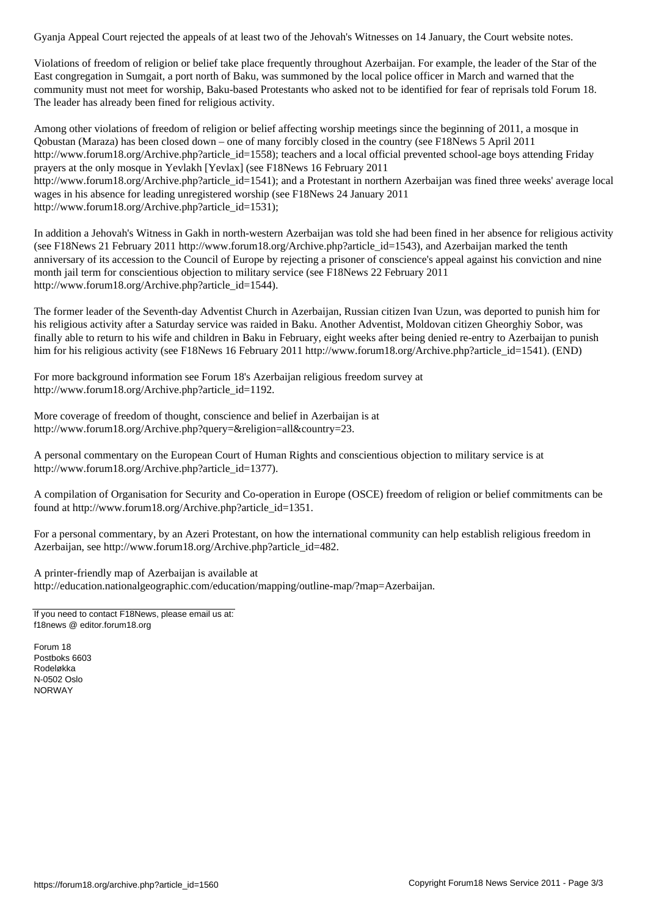Gyanja Appeal Court rejected the appeals of at least two of the Jehovah's Witnesses on 14 January, the Court website notes.

Violations of freedom of religion or belief take place frequently throughout Azerbaijan. For example, the leader of the Star of the East congregation in Sumgait, a port north of Baku, was summoned by the local police officer in March and warned that the community must not meet for worship, Baku-based Protestants who asked not to be identified for fear of reprisals told Forum 18. The leader has already been fined for religious activity.

Among other violations of freedom of religion or belief affecting worship meetings since the beginning of 2011, a mosque in Qobustan (Maraza) has been closed down – one of many forcibly closed in the country (see F18News 5 April 2011 http://www.forum18.org/Archive.php?article_id=1558); teachers and a local official prevented school-age boys attending Friday prayers at the only mosque in Yevlakh [Yevlax] (see F18News 16 February 2011 http://www.forum18.org/Archive.php?article_id=1541); and a Protestant in northern Azerbaijan was fined three weeks' average local wages in his absence for leading unregistered worship (see F18News 24 January 2011 http://www.forum18.org/Archive.php?article_id=1531);

In addition a Jehovah's Witness in Gakh in north-western Azerbaijan was told she had been fined in her absence for religious activity (see F18News 21 February 2011 http://www.forum18.org/Archive.php?article_id=1543), and Azerbaijan marked the tenth anniversary of its accession to the Council of Europe by rejecting a prisoner of conscience's appeal against his conviction and nine month jail term for conscientious objection to military service (see F18News 22 February 2011 http://www.forum18.org/Archive.php?article_id=1544).

The former leader of the Seventh-day Adventist Church in Azerbaijan, Russian citizen Ivan Uzun, was deported to punish him for his religious activity after a Saturday service was raided in Baku. Another Adventist, Moldovan citizen Gheorghiy Sobor, was finally able to return to his wife and children in Baku in February, eight weeks after being denied re-entry to Azerbaijan to punish him for his religious activity (see F18News 16 February 2011 http://www.forum18.org/Archive.php?article_id=1541). (END)

For more background information see Forum 18's Azerbaijan religious freedom survey at http://www.forum18.org/Archive.php?article_id=1192.

More coverage of freedom of thought, conscience and belief in Azerbaijan is at http://www.forum18.org/Archive.php?query=&religion=all&country=23.

A personal commentary on the European Court of Human Rights and conscientious objection to military service is at http://www.forum18.org/Archive.php?article_id=1377).

A compilation of Organisation for Security and Co-operation in Europe (OSCE) freedom of religion or belief commitments can be found at http://www.forum18.org/Archive.php?article_id=1351.

For a personal commentary, by an Azeri Protestant, on how the international community can help establish religious freedom in Azerbaijan, see http://www.forum18.org/Archive.php?article_id=482.

A printer-friendly map of Azerbaijan is available at http://education.nationalgeographic.com/education/mapping/outline-map/?map=Azerbaijan.

---

If you need to contact F18News, please email us at:
f18news @ editor.forum18.org

Forum 18
Postboks 6603
Rodeløkka
N-0502 Oslo
NORWAY